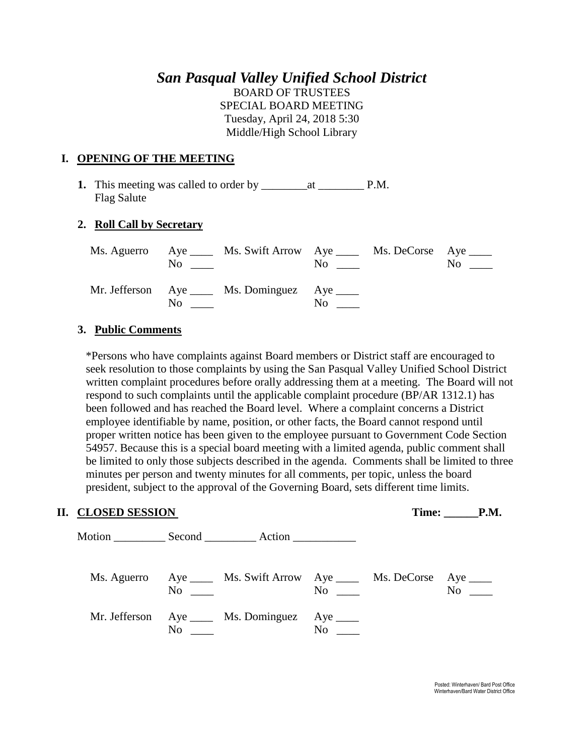# *San Pasqual Valley Unified School District*

BOARD OF TRUSTEES
SPECIAL BOARD MEETING
Tuesday, April 24, 2018 5:30
Middle/High School Library

## I. OPENING OF THE MEETING

**1.** This meeting was called to order by ________at ________ P.M.
Flag Salute

**2. Roll Call by Secretary**

| | | | | | |
|---|---|---|---|---|---|
| Ms. Aguerro | Aye ____ No ____ | Ms. Swift Arrow | Aye ____ No ____ | Ms. DeCorse | Aye ____ No ____ |
| Mr. Jefferson | Aye ____ No ____ | Ms. Dominguez | Aye ____ No ____ | | |

**3. Public Comments**

*Persons who have complaints against Board members or District staff are encouraged to seek resolution to those complaints by using the San Pasqual Valley Unified School District written complaint procedures before orally addressing them at a meeting. The Board will not respond to such complaints until the applicable complaint procedure (BP/AR 1312.1) has been followed and has reached the Board level. Where a complaint concerns a District employee identifiable by name, position, or other facts, the Board cannot respond until proper written notice has been given to the employee pursuant to Government Code Section 54957. Because this is a special board meeting with a limited agenda, public comment shall be limited to only those subjects described in the agenda. Comments shall be limited to three minutes per person and twenty minutes for all comments, per topic, unless the board president, subject to the approval of the Governing Board, sets different time limits.

## II. CLOSED SESSION

**Time: ______P.M.**

Motion _________ Second _________ Action ___________

| | | | | | |
|---|---|---|---|---|---|
| Ms. Aguerro | Aye ____ No ____ | Ms. Swift Arrow | Aye ____ No ____ | Ms. DeCorse | Aye ____ No ____ |
| Mr. Jefferson | Aye ____ No ____ | Ms. Dominguez | Aye ____ No ____ | | |

Posted: Winterhaven/ Bard Post Office
Winterhaven/Bard Water District Office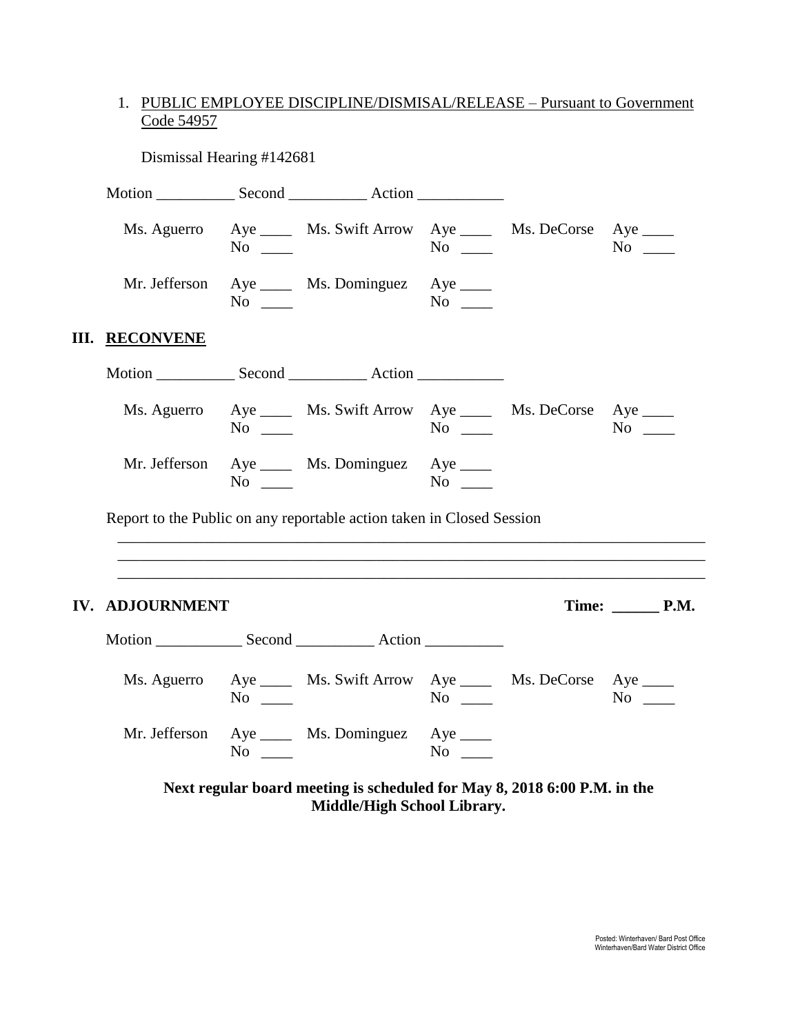1. PUBLIC EMPLOYEE DISCIPLINE/DISMISAL/RELEASE – Pursuant to Government Code 54957

   Dismissal Hearing #142681

Motion __________ Second __________ Action ___________

| | | | | | |
|---|---|---|---|---|---|
| Ms. Aguerro | Aye ____ No ____ | Ms. Swift Arrow | Aye ____ No ____ | Ms. DeCorse | Aye ____ No ____ |
| Mr. Jefferson | Aye ____ No ____ | Ms. Dominguez | Aye ____ No ____ | | |

## III. RECONVENE

Motion __________ Second __________ Action ___________

| | | | | | |
|---|---|---|---|---|---|
| Ms. Aguerro | Aye ____ No ____ | Ms. Swift Arrow | Aye ____ No ____ | Ms. DeCorse | Aye ____ No ____ |
| Mr. Jefferson | Aye ____ No ____ | Ms. Dominguez | Aye ____ No ____ | | |

Report to the Public on any reportable action taken in Closed Session

_____________________________________________________________________________
_____________________________________________________________________________
_____________________________________________________________________________

## IV. ADJOURNMENT

**Time: ______ P.M.**

Motion ___________ Second __________ Action __________

| | | | | | |
|---|---|---|---|---|---|
| Ms. Aguerro | Aye ____ No ____ | Ms. Swift Arrow | Aye ____ No ____ | Ms. DeCorse | Aye ____ No ____ |
| Mr. Jefferson | Aye ____ No ____ | Ms. Dominguez | Aye ____ No ____ | | |

**Next regular board meeting is scheduled for May 8, 2018 6:00 P.M. in the Middle/High School Library.**

Posted: Winterhaven/ Bard Post Office
Winterhaven/Bard Water District Office